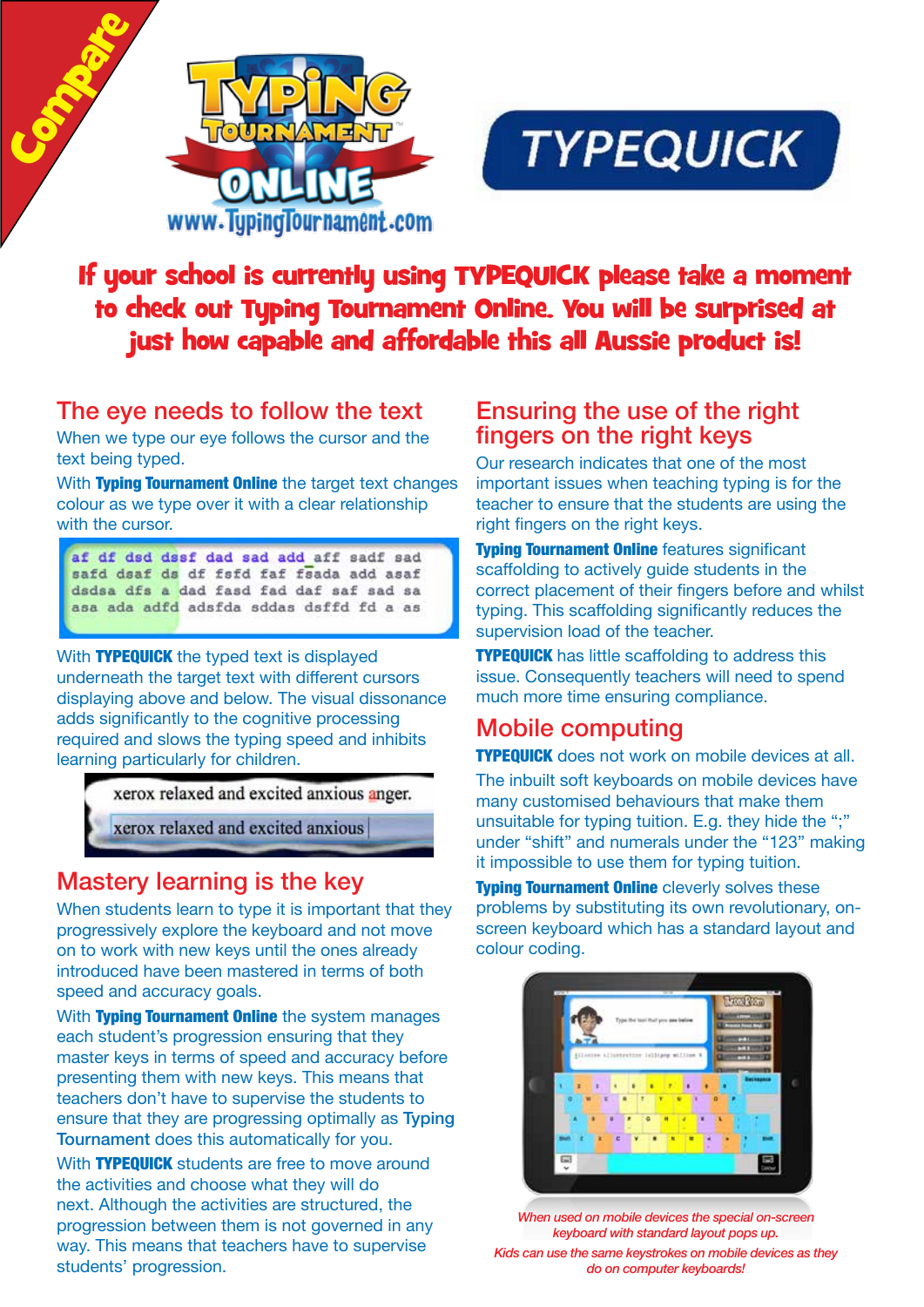Compare

TYPING TOURNAMENT ONLINE
www.TypingTournament.com

TYPEQUICK

# If your school is currently using TYPEQUICK please take a moment to check out Typing Tournament Online. You will be surprised at just how capable and affordable this all Aussie product is!

## The eye needs to follow the text

When we type our eye follows the cursor and the text being typed.

With **Typing Tournament Online** the target text changes colour as we type over it with a clear relationship with the cursor.

With **TYPEQUICK** the typed text is displayed underneath the target text with different cursors displaying above and below. The visual dissonance adds significantly to the cognitive processing required and slows the typing speed and inhibits learning particularly for children.

## Mastery learning is the key

When students learn to type it is important that they progressively explore the keyboard and not move on to work with new keys until the ones already introduced have been mastered in terms of both speed and accuracy goals.

With **Typing Tournament Online** the system manages each student's progression ensuring that they master keys in terms of speed and accuracy before presenting them with new keys. This means that teachers don't have to supervise the students to ensure that they are progressing optimally as Typing Tournament does this automatically for you.

With **TYPEQUICK** students are free to move around the activities and choose what they will do next. Although the activities are structured, the progression between them is not governed in any way. This means that teachers have to supervise students' progression.

## Ensuring the use of the right fingers on the right keys

Our research indicates that one of the most important issues when teaching typing is for the teacher to ensure that the students are using the right fingers on the right keys.

**Typing Tournament Online** features significant scaffolding to actively guide students in the correct placement of their fingers before and whilst typing. This scaffolding significantly reduces the supervision load of the teacher.

**TYPEQUICK** has little scaffolding to address this issue. Consequently teachers will need to spend much more time ensuring compliance.

## Mobile computing

**TYPEQUICK** does not work on mobile devices at all.

The inbuilt soft keyboards on mobile devices have many customised behaviours that make them unsuitable for typing tuition. E.g. they hide the ";" under "shift" and numerals under the "123" making it impossible to use them for typing tuition.

**Typing Tournament Online** cleverly solves these problems by substituting its own revolutionary, on-screen keyboard which has a standard layout and colour coding.

*When used on mobile devices the special on-screen keyboard with standard layout pops up.*

*Kids can use the same keystrokes on mobile devices as they do on computer keyboards!*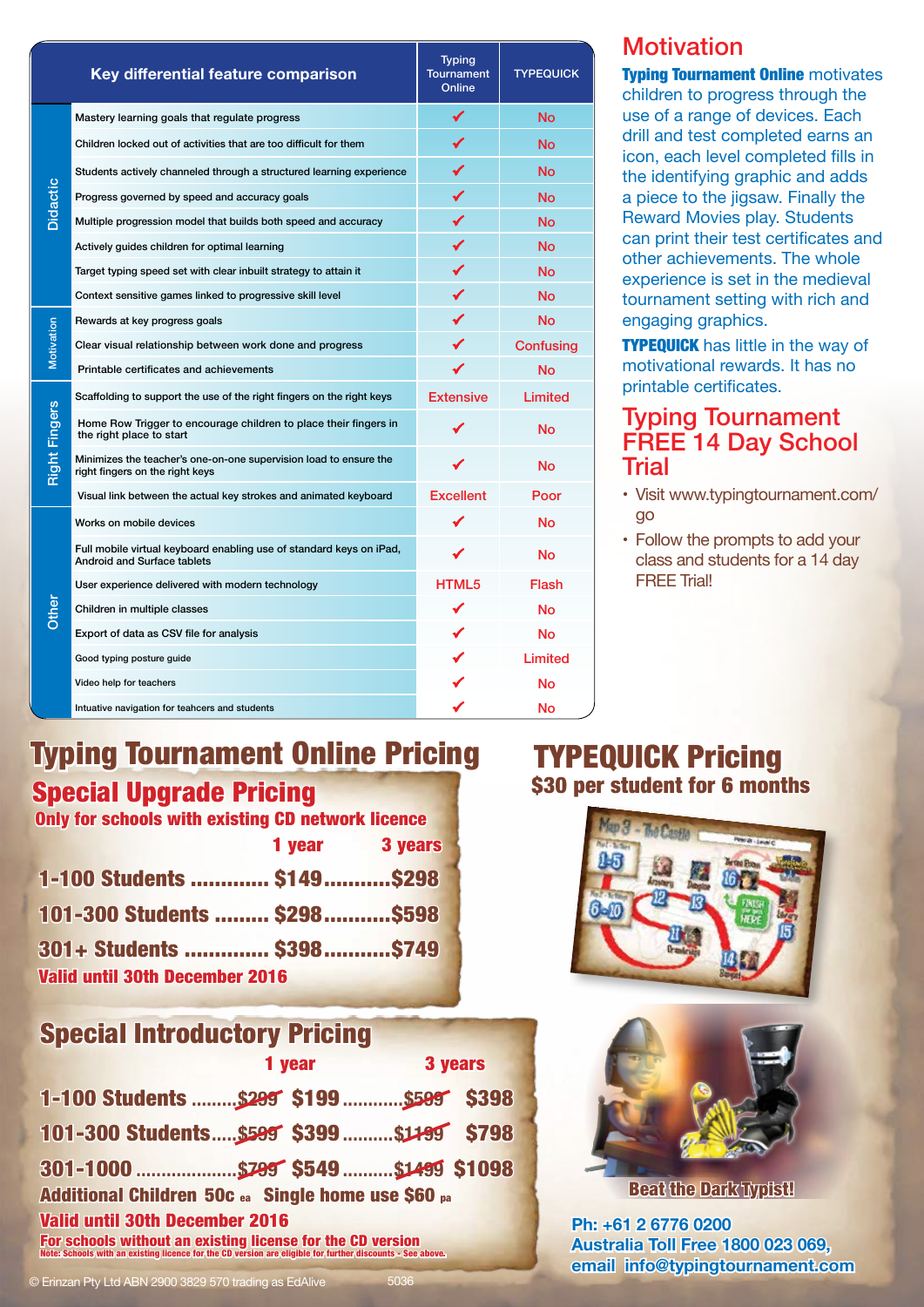| Key differential feature comparison | | Typing Tournament Online | TYPEQUICK |
|---|---|---|---|
| Didactic | Mastery learning goals that regulate progress | ✔ | No |
| | Children locked out of activities that are too difficult for them | ✔ | No |
| | Students actively channeled through a structured learning experience | ✔ | No |
| | Progress governed by speed and accuracy goals | ✔ | No |
| | Multiple progression model that builds both speed and accuracy | ✔ | No |
| | Actively guides children for optimal learning | ✔ | No |
| | Target typing speed set with clear inbuilt strategy to attain it | ✔ | No |
| | Context sensitive games linked to progressive skill level | ✔ | No |
| Motivation | Rewards at key progress goals | ✔ | No |
| | Clear visual relationship between work done and progress | ✔ | Confusing |
| | Printable certificates and achievements | ✔ | No |
| Right Fingers | Scaffolding to support the use of the right fingers on the right keys | Extensive | Limited |
| | Home Row Trigger to encourage children to place their fingers in the right place to start | ✔ | No |
| | Minimizes the teacher's one-on-one supervision load to ensure the right fingers on the right keys | ✔ | No |
| | Visual link between the actual key strokes and animated keyboard | Excellent | Poor |
| Other | Works on mobile devices | ✔ | No |
| | Full mobile virtual keyboard enabling use of standard keys on iPad, Android and Surface tablets | ✔ | No |
| | User experience delivered with modern technology | HTML5 | Flash |
| | Children in multiple classes | ✔ | No |
| | Export of data as CSV file for analysis | ✔ | No |
| | Good typing posture guide | ✔ | Limited |
| | Video help for teachers | ✔ | No |
| | Intuative navigation for teahcers and students | ✔ | No |

## Motivation

**Typing Tournament Online** motivates children to progress through the use of a range of devices. Each drill and test completed earns an icon, each level completed fills in the identifying graphic and adds a piece to the jigsaw. Finally the Reward Movies play. Students can print their test certificates and other achievements. The whole experience is set in the medieval tournament setting with rich and engaging graphics.

**TYPEQUICK** has little in the way of motivational rewards. It has no printable certificates.

## Typing Tournament FREE 14 Day School Trial

- Visit www.typingtournament.com/go
- Follow the prompts to add your class and students for a 14 day FREE Trial!

# Typing Tournament Online Pricing

## Special Upgrade Pricing

**Only for schools with existing CD network licence**

| | 1 year | 3 years |
|---|---|---|
| 1-100 Students | $149 | $298 |
| 101-300 Students | $298 | $598 |
| 301+ Students | $398 | $749 |

**Valid until 30th December 2016**

## Special Introductory Pricing

| | 1 year | 3 years |
|---|---|---|
| 1-100 Students | ~~$299~~ $199 | ~~$599~~ $398 |
| 101-300 Students | ~~$599~~ $399 | ~~$1199~~ $798 |
| 301-1000 | ~~$799~~ $549 | ~~$1499~~ $1098 |

**Additional Children 50c ea  Single home use $60 pa**

**Valid until 30th December 2016**

**For schools without an existing license for the CD version**

Note: Schools with an existing licence for the CD version are eligible for further discounts - See above.

# TYPEQUICK Pricing

**$30 per student for 6 months**

Beat the Dark Typist!

**Ph: +61 2 6776 0200**
**Australia Toll Free 1800 023 069,**
**email info@typingtournament.com**

© Erinzan Pty Ltd ABN 2900 3829 570 trading as EdAlive 5036